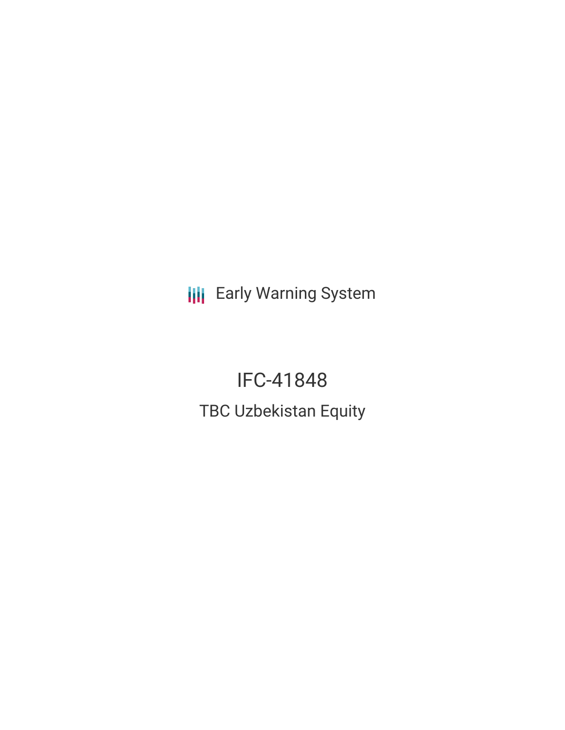Early Warning System

# IFC-41848

## TBC Uzbekistan Equity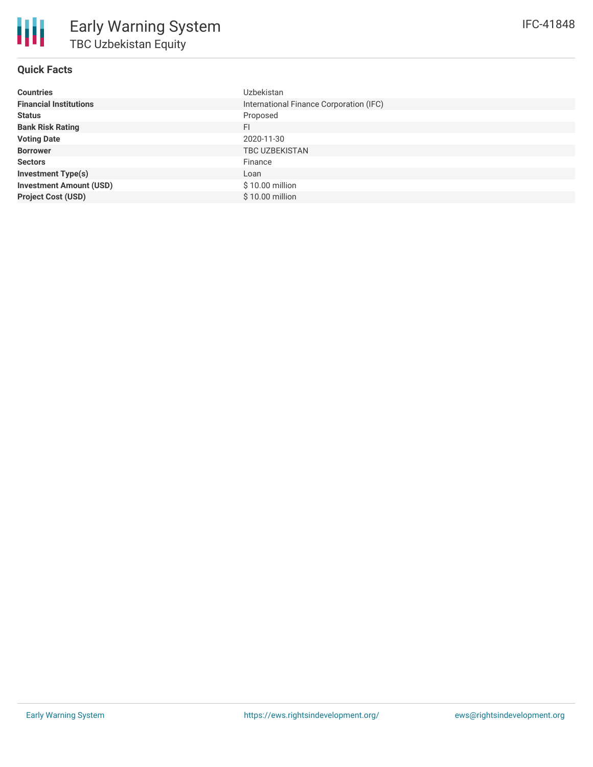# Early Warning System

## TBC Uzbekistan Equity

IFC-41848

### Quick Facts

| | |
|---|---|
| **Countries** | Uzbekistan |
| **Financial Institutions** | International Finance Corporation (IFC) |
| **Status** | Proposed |
| **Bank Risk Rating** | FI |
| **Voting Date** | 2020-11-30 |
| **Borrower** | TBC UZBEKISTAN |
| **Sectors** | Finance |
| **Investment Type(s)** | Loan |
| **Investment Amount (USD)** | $ 10.00 million |
| **Project Cost (USD)** | $ 10.00 million |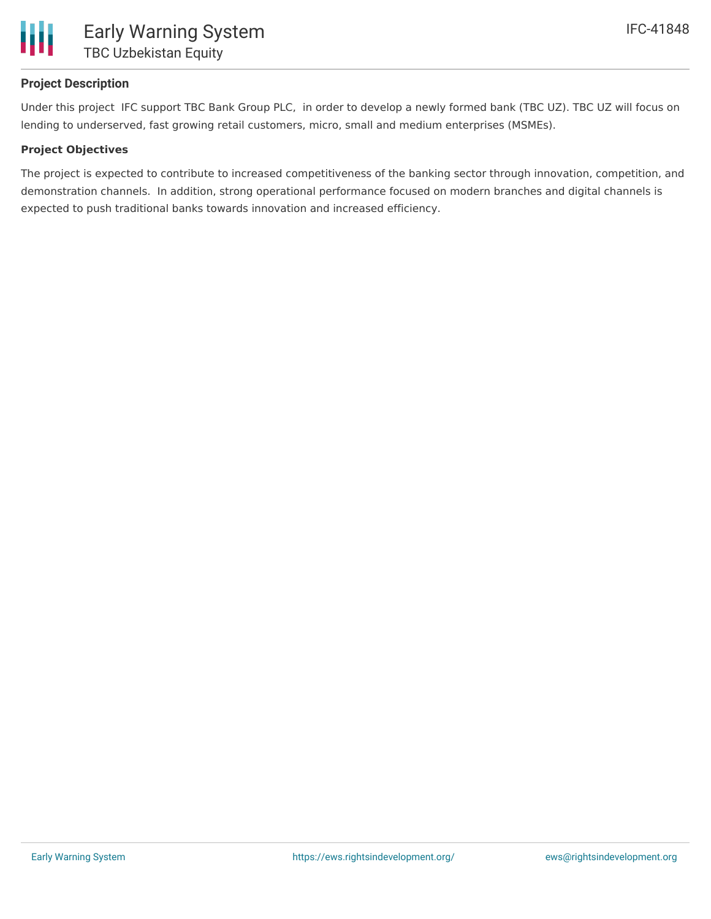### Project Description

Under this project IFC support TBC Bank Group PLC, in order to develop a newly formed bank (TBC UZ). TBC UZ will focus on lending to underserved, fast growing retail customers, micro, small and medium enterprises (MSMEs).

### Project Objectives

The project is expected to contribute to increased competitiveness of the banking sector through innovation, competition, and demonstration channels. In addition, strong operational performance focused on modern branches and digital channels is expected to push traditional banks towards innovation and increased efficiency.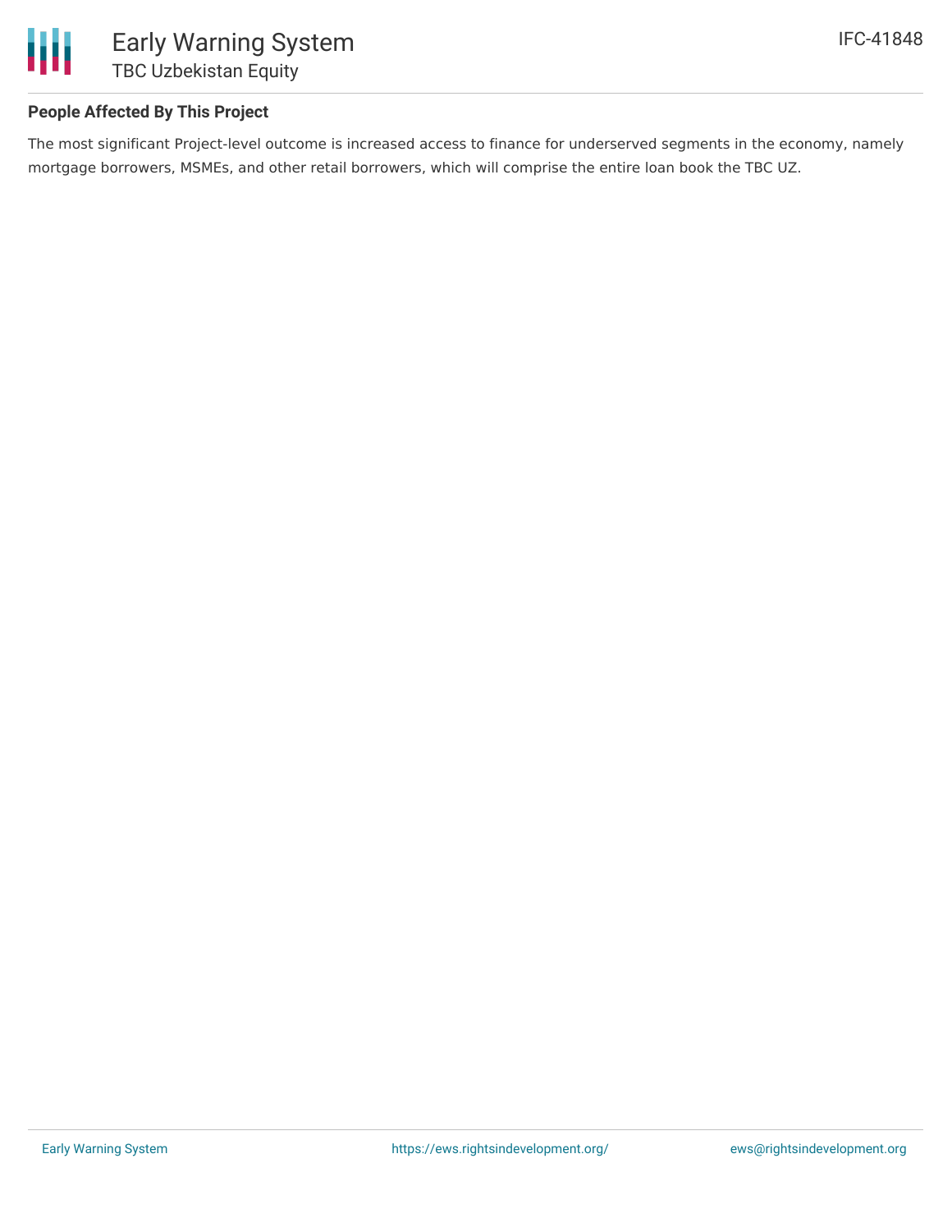## People Affected By This Project

The most significant Project-level outcome is increased access to finance for underserved segments in the economy, namely mortgage borrowers, MSMEs, and other retail borrowers, which will comprise the entire loan book the TBC UZ.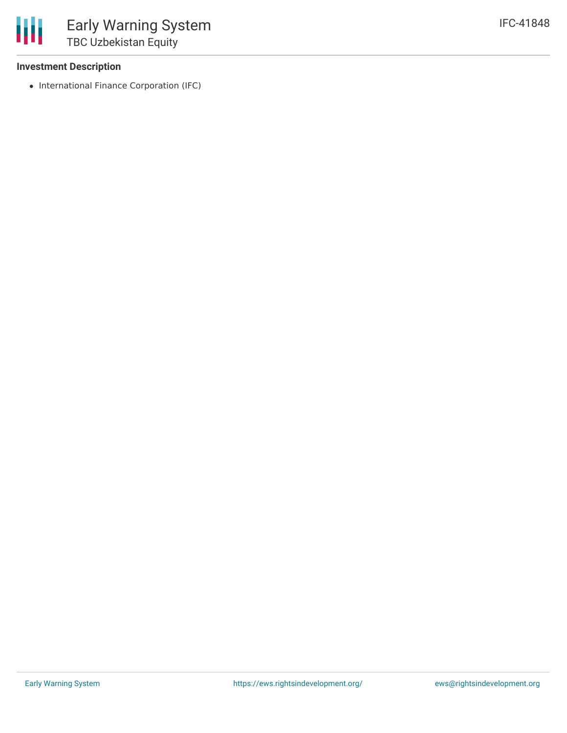### Investment Description

- International Finance Corporation (IFC)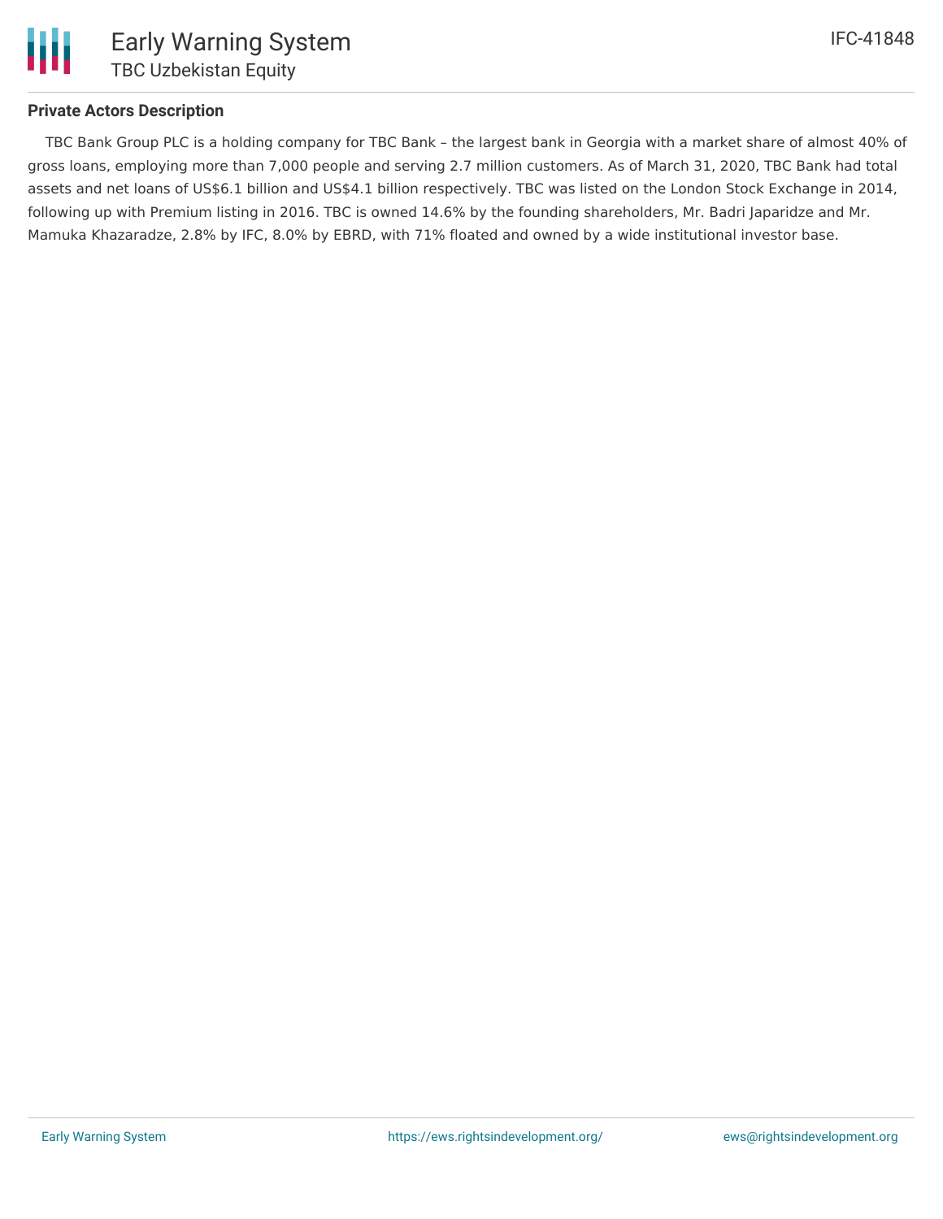**Private Actors Description**

TBC Bank Group PLC is a holding company for TBC Bank – the largest bank in Georgia with a market share of almost 40% of gross loans, employing more than 7,000 people and serving 2.7 million customers. As of March 31, 2020, TBC Bank had total assets and net loans of US$6.1 billion and US$4.1 billion respectively. TBC was listed on the London Stock Exchange in 2014, following up with Premium listing in 2016. TBC is owned 14.6% by the founding shareholders, Mr. Badri Japaridze and Mr. Mamuka Khazaradze, 2.8% by IFC, 8.0% by EBRD, with 71% floated and owned by a wide institutional investor base.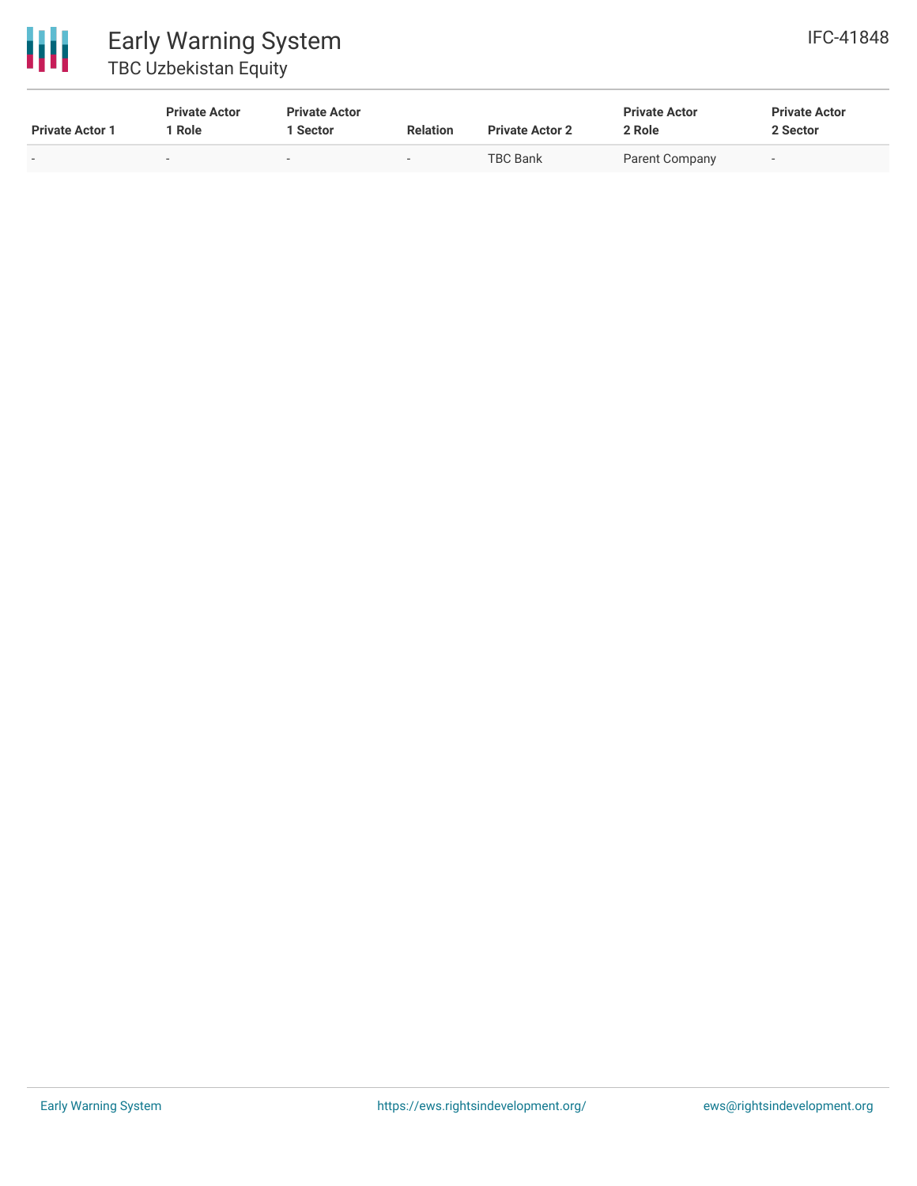| Private Actor 1 | Private Actor 1 Role | Private Actor 1 Sector | Relation | Private Actor 2 | Private Actor 2 Role | Private Actor 2 Sector |
|---|---|---|---|---|---|---|
| - | - | - | - | TBC Bank | Parent Company | - |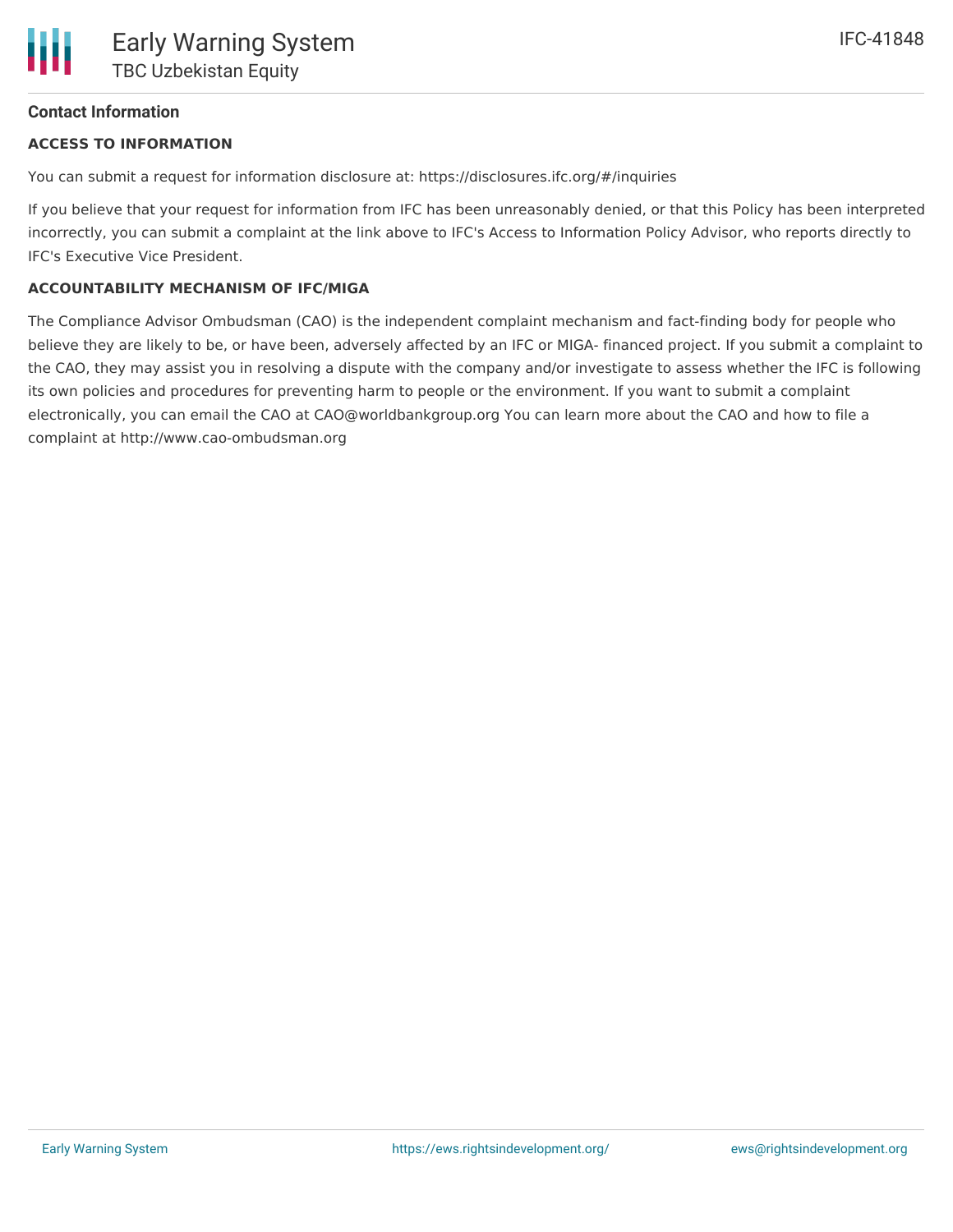## Contact Information

**ACCESS TO INFORMATION**

You can submit a request for information disclosure at: https://disclosures.ifc.org/#/inquiries

If you believe that your request for information from IFC has been unreasonably denied, or that this Policy has been interpreted incorrectly, you can submit a complaint at the link above to IFC's Access to Information Policy Advisor, who reports directly to IFC's Executive Vice President.

**ACCOUNTABILITY MECHANISM OF IFC/MIGA**

The Compliance Advisor Ombudsman (CAO) is the independent complaint mechanism and fact-finding body for people who believe they are likely to be, or have been, adversely affected by an IFC or MIGA- financed project. If you submit a complaint to the CAO, they may assist you in resolving a dispute with the company and/or investigate to assess whether the IFC is following its own policies and procedures for preventing harm to people or the environment. If you want to submit a complaint electronically, you can email the CAO at CAO@worldbankgroup.org You can learn more about the CAO and how to file a complaint at http://www.cao-ombudsman.org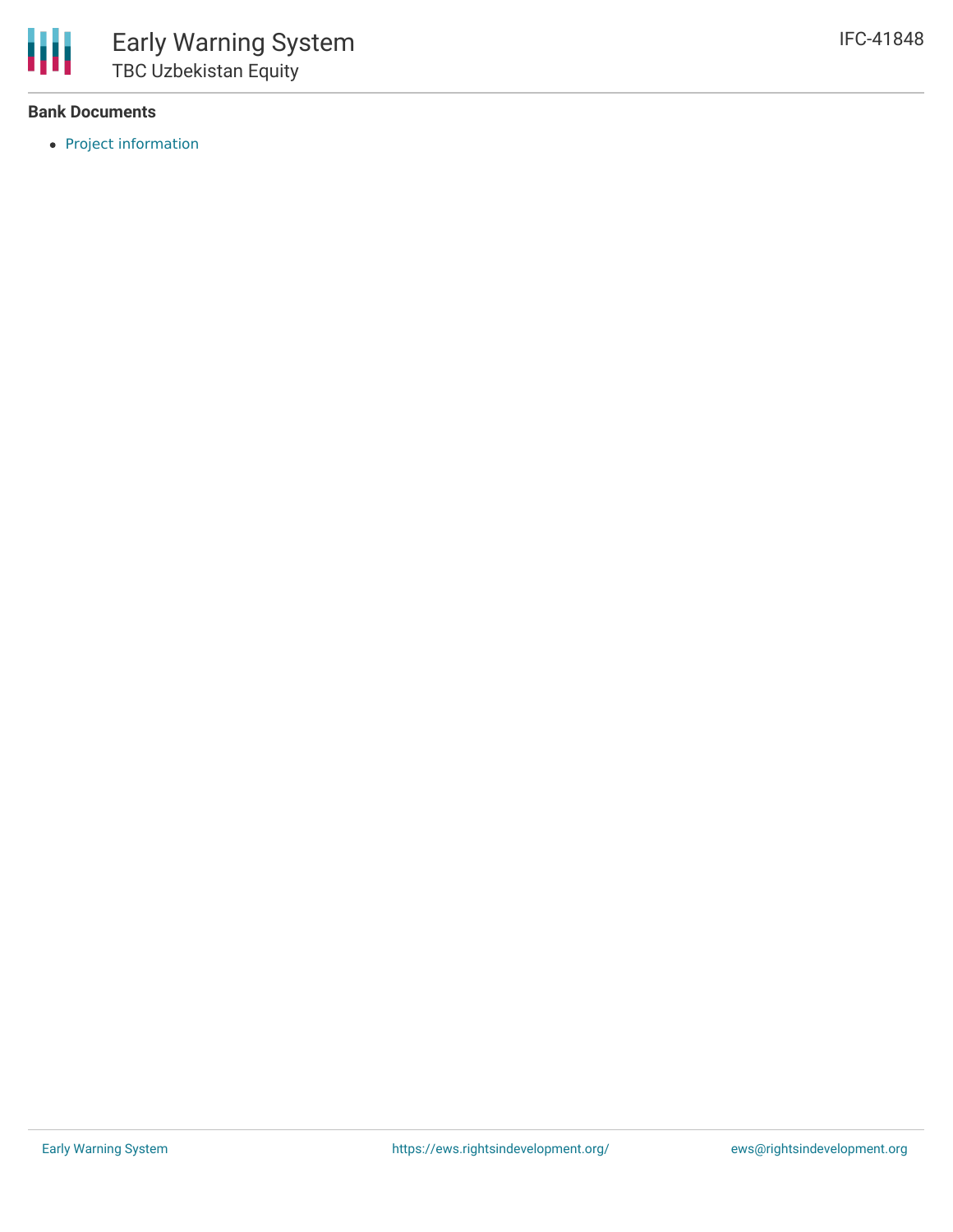**Bank Documents**

- Project information